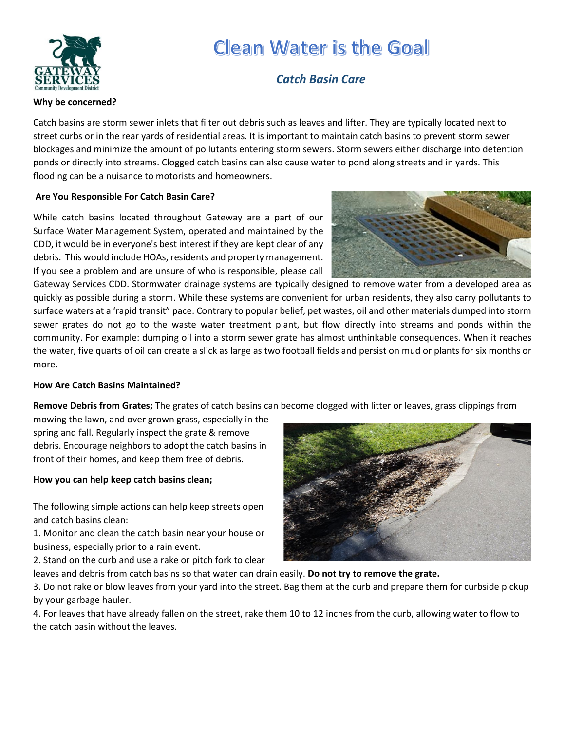# Clean Water is the Goal

## *Catch Basin Care*

**Why be concerned?**

Catch basins are storm sewer inlets that filter out debris such as leaves and lifter. They are typically located next to street curbs or in the rear yards of residential areas. It is important to maintain catch basins to prevent storm sewer blockages and minimize the amount of pollutants entering storm sewers. Storm sewers either discharge into detention ponds or directly into streams. Clogged catch basins can also cause water to pond along streets and in yards. This flooding can be a nuisance to motorists and homeowners.

**Are You Responsible For Catch Basin Care?**

While catch basins located throughout Gateway are a part of our Surface Water Management System, operated and maintained by the CDD, it would be in everyone's best interest if they are kept clear of any debris. This would include HOAs, residents and property management. If you see a problem and are unsure of who is responsible, please call Gateway Services CDD. Stormwater drainage systems are typically designed to remove water from a developed area as quickly as possible during a storm. While these systems are convenient for urban residents, they also carry pollutants to surface waters at a 'rapid transit" pace. Contrary to popular belief, pet wastes, oil and other materials dumped into storm sewer grates do not go to the waste water treatment plant, but flow directly into streams and ponds within the community. For example: dumping oil into a storm sewer grate has almost unthinkable consequences. When it reaches the water, five quarts of oil can create a slick as large as two football fields and persist on mud or plants for six months or more.

**How Are Catch Basins Maintained?**

**Remove Debris from Grates;** The grates of catch basins can become clogged with litter or leaves, grass clippings from mowing the lawn, and over grown grass, especially in the spring and fall. Regularly inspect the grate & remove debris. Encourage neighbors to adopt the catch basins in front of their homes, and keep them free of debris.

**How you can help keep catch basins clean;**

The following simple actions can help keep streets open and catch basins clean:

1. Monitor and clean the catch basin near your house or business, especially prior to a rain event.
2. Stand on the curb and use a rake or pitch fork to clear leaves and debris from catch basins so that water can drain easily. **Do not try to remove the grate.**
3. Do not rake or blow leaves from your yard into the street. Bag them at the curb and prepare them for curbside pickup by your garbage hauler.
4. For leaves that have already fallen on the street, rake them 10 to 12 inches from the curb, allowing water to flow to the catch basin without the leaves.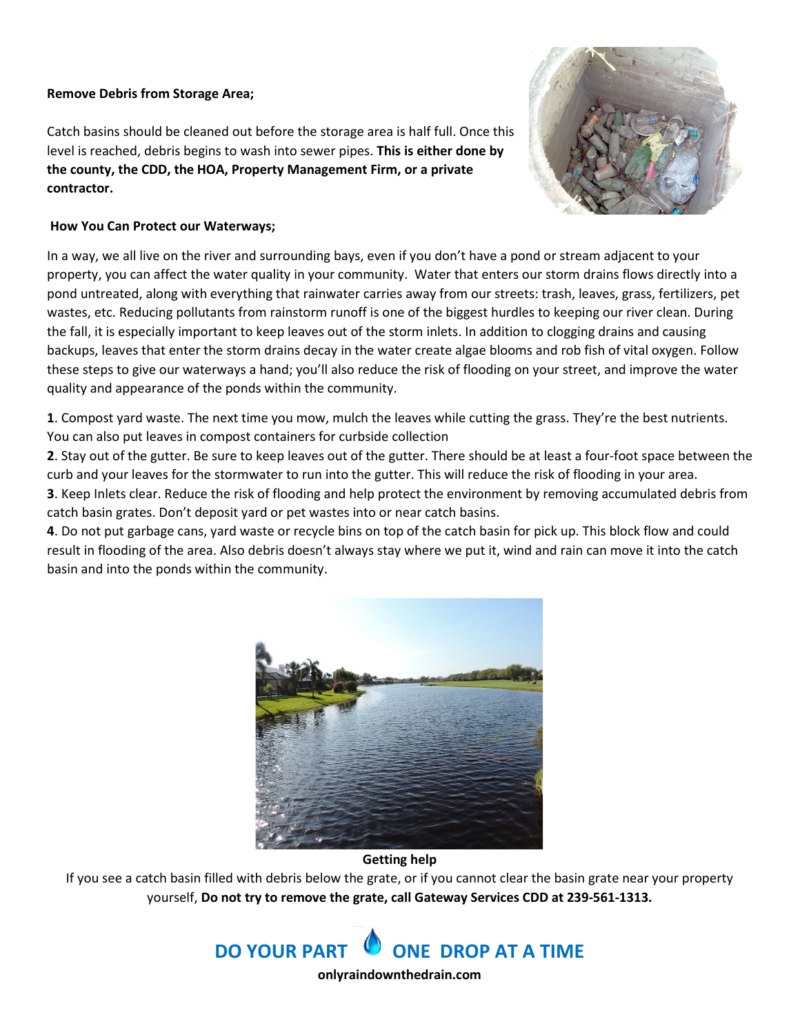**Remove Debris from Storage Area;**

Catch basins should be cleaned out before the storage area is half full. Once this level is reached, debris begins to wash into sewer pipes. **This is either done by the county, the CDD, the HOA, Property Management Firm, or a private contractor.**

**How You Can Protect our Waterways;**

In a way, we all live on the river and surrounding bays, even if you don't have a pond or stream adjacent to your property, you can affect the water quality in your community. Water that enters our storm drains flows directly into a pond untreated, along with everything that rainwater carries away from our streets: trash, leaves, grass, fertilizers, pet wastes, etc. Reducing pollutants from rainstorm runoff is one of the biggest hurdles to keeping our river clean. During the fall, it is especially important to keep leaves out of the storm inlets. In addition to clogging drains and causing backups, leaves that enter the storm drains decay in the water create algae blooms and rob fish of vital oxygen. Follow these steps to give our waterways a hand; you'll also reduce the risk of flooding on your street, and improve the water quality and appearance of the ponds within the community.

**1**. Compost yard waste. The next time you mow, mulch the leaves while cutting the grass. They're the best nutrients. You can also put leaves in compost containers for curbside collection
**2**. Stay out of the gutter. Be sure to keep leaves out of the gutter. There should be at least a four-foot space between the curb and your leaves for the stormwater to run into the gutter. This will reduce the risk of flooding in your area.
**3**. Keep Inlets clear. Reduce the risk of flooding and help protect the environment by removing accumulated debris from catch basin grates. Don't deposit yard or pet wastes into or near catch basins.
**4**. Do not put garbage cans, yard waste or recycle bins on top of the catch basin for pick up. This block flow and could result in flooding of the area. Also debris doesn't always stay where we put it, wind and rain can move it into the catch basin and into the ponds within the community.

**Getting help**

If you see a catch basin filled with debris below the grate, or if you cannot clear the basin grate near your property yourself, **Do not try to remove the grate, call Gateway Services CDD at 239-561-1313.**

**DO YOUR PART ONE DROP AT A TIME**

**onlyraindownthedrain.com**